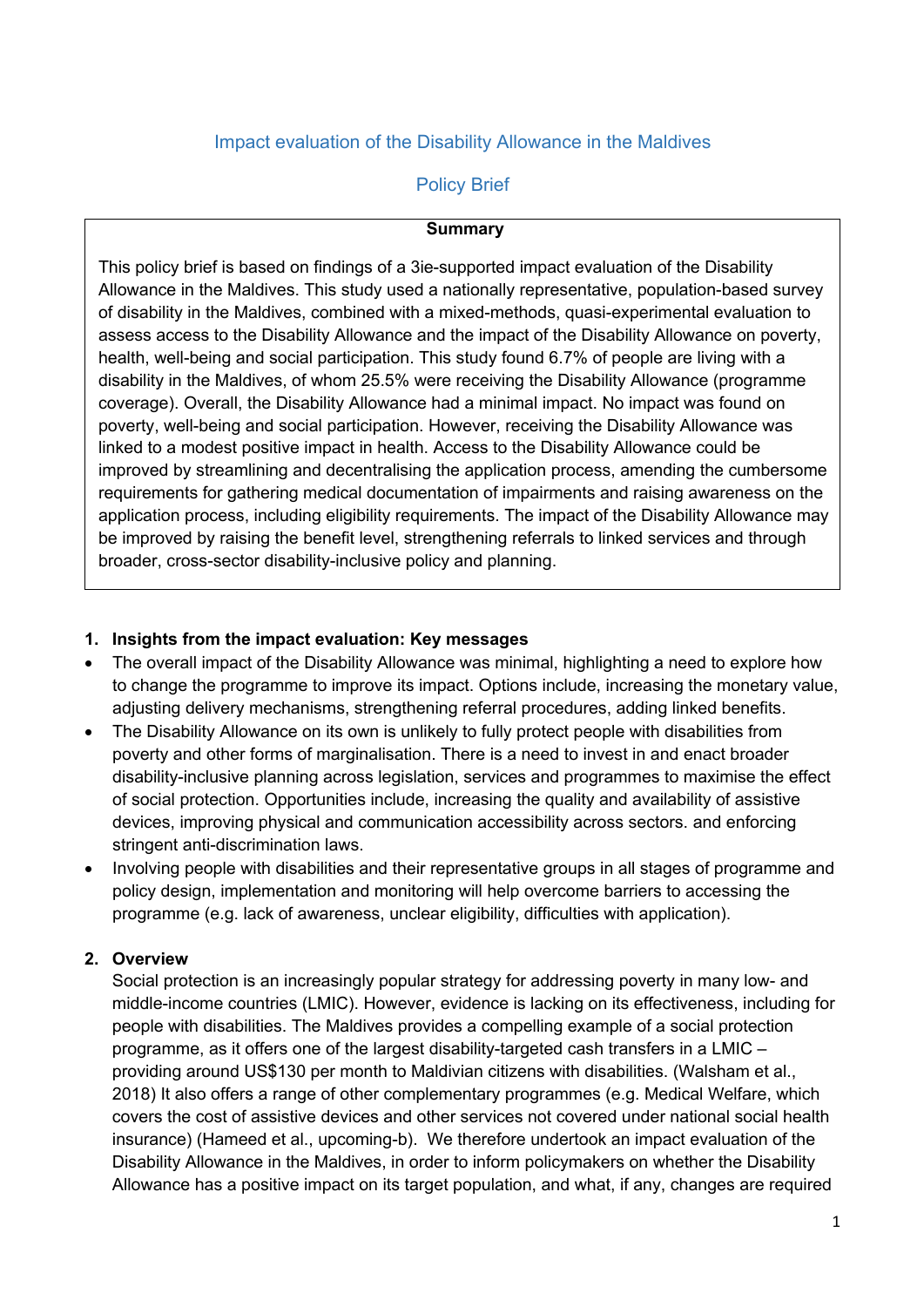# Impact evaluation of the Disability Allowance in the Maldives

## Policy Brief

**Summary**

This policy brief is based on findings of a 3ie-supported impact evaluation of the Disability Allowance in the Maldives. This study used a nationally representative, population-based survey of disability in the Maldives, combined with a mixed-methods, quasi-experimental evaluation to assess access to the Disability Allowance and the impact of the Disability Allowance on poverty, health, well-being and social participation. This study found 6.7% of people are living with a disability in the Maldives, of whom 25.5% were receiving the Disability Allowance (programme coverage). Overall, the Disability Allowance had a minimal impact. No impact was found on poverty, well-being and social participation. However, receiving the Disability Allowance was linked to a modest positive impact in health. Access to the Disability Allowance could be improved by streamlining and decentralising the application process, amending the cumbersome requirements for gathering medical documentation of impairments and raising awareness on the application process, including eligibility requirements. The impact of the Disability Allowance may be improved by raising the benefit level, strengthening referrals to linked services and through broader, cross-sector disability-inclusive policy and planning.

### 1. Insights from the impact evaluation: Key messages

- The overall impact of the Disability Allowance was minimal, highlighting a need to explore how to change the programme to improve its impact. Options include, increasing the monetary value, adjusting delivery mechanisms, strengthening referral procedures, adding linked benefits.
- The Disability Allowance on its own is unlikely to fully protect people with disabilities from poverty and other forms of marginalisation. There is a need to invest in and enact broader disability-inclusive planning across legislation, services and programmes to maximise the effect of social protection. Opportunities include, increasing the quality and availability of assistive devices, improving physical and communication accessibility across sectors. and enforcing stringent anti-discrimination laws.
- Involving people with disabilities and their representative groups in all stages of programme and policy design, implementation and monitoring will help overcome barriers to accessing the programme (e.g. lack of awareness, unclear eligibility, difficulties with application).

### 2. Overview

Social protection is an increasingly popular strategy for addressing poverty in many low- and middle-income countries (LMIC). However, evidence is lacking on its effectiveness, including for people with disabilities. The Maldives provides a compelling example of a social protection programme, as it offers one of the largest disability-targeted cash transfers in a LMIC – providing around US$130 per month to Maldivian citizens with disabilities. (Walsham et al., 2018) It also offers a range of other complementary programmes (e.g. Medical Welfare, which covers the cost of assistive devices and other services not covered under national social health insurance) (Hameed et al., upcoming-b). We therefore undertook an impact evaluation of the Disability Allowance in the Maldives, in order to inform policymakers on whether the Disability Allowance has a positive impact on its target population, and what, if any, changes are required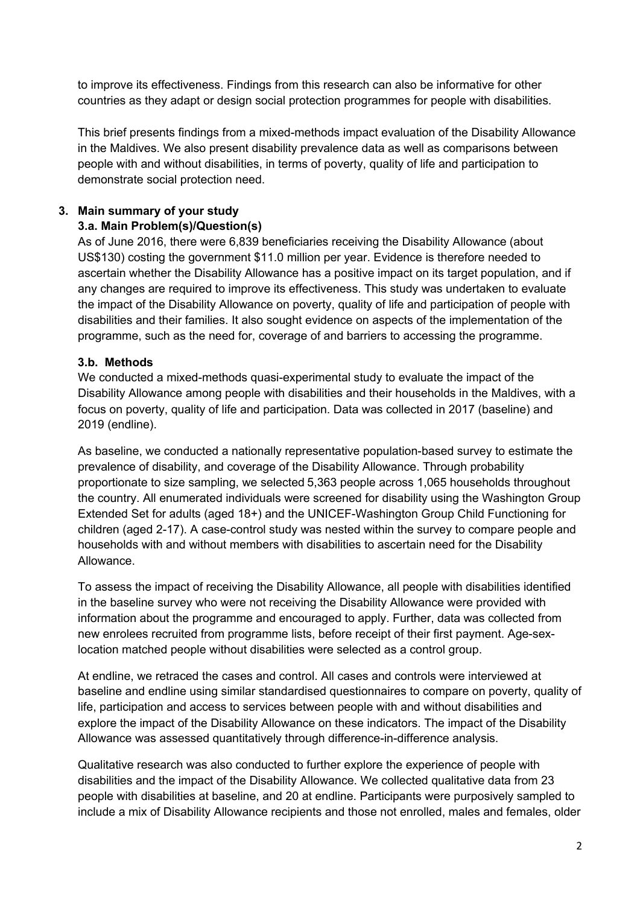to improve its effectiveness. Findings from this research can also be informative for other countries as they adapt or design social protection programmes for people with disabilities.

This brief presents findings from a mixed-methods impact evaluation of the Disability Allowance in the Maldives. We also present disability prevalence data as well as comparisons between people with and without disabilities, in terms of poverty, quality of life and participation to demonstrate social protection need.

## 3. Main summary of your study

### 3.a. Main Problem(s)/Question(s)

As of June 2016, there were 6,839 beneficiaries receiving the Disability Allowance (about US$130) costing the government $11.0 million per year. Evidence is therefore needed to ascertain whether the Disability Allowance has a positive impact on its target population, and if any changes are required to improve its effectiveness. This study was undertaken to evaluate the impact of the Disability Allowance on poverty, quality of life and participation of people with disabilities and their families. It also sought evidence on aspects of the implementation of the programme, such as the need for, coverage of and barriers to accessing the programme.

### 3.b. Methods

We conducted a mixed-methods quasi-experimental study to evaluate the impact of the Disability Allowance among people with disabilities and their households in the Maldives, with a focus on poverty, quality of life and participation. Data was collected in 2017 (baseline) and 2019 (endline).

As baseline, we conducted a nationally representative population-based survey to estimate the prevalence of disability, and coverage of the Disability Allowance. Through probability proportionate to size sampling, we selected 5,363 people across 1,065 households throughout the country. All enumerated individuals were screened for disability using the Washington Group Extended Set for adults (aged 18+) and the UNICEF-Washington Group Child Functioning for children (aged 2-17). A case-control study was nested within the survey to compare people and households with and without members with disabilities to ascertain need for the Disability Allowance.

To assess the impact of receiving the Disability Allowance, all people with disabilities identified in the baseline survey who were not receiving the Disability Allowance were provided with information about the programme and encouraged to apply. Further, data was collected from new enrolees recruited from programme lists, before receipt of their first payment. Age-sex-location matched people without disabilities were selected as a control group.

At endline, we retraced the cases and control. All cases and controls were interviewed at baseline and endline using similar standardised questionnaires to compare on poverty, quality of life, participation and access to services between people with and without disabilities and explore the impact of the Disability Allowance on these indicators. The impact of the Disability Allowance was assessed quantitatively through difference-in-difference analysis.

Qualitative research was also conducted to further explore the experience of people with disabilities and the impact of the Disability Allowance. We collected qualitative data from 23 people with disabilities at baseline, and 20 at endline. Participants were purposively sampled to include a mix of Disability Allowance recipients and those not enrolled, males and females, older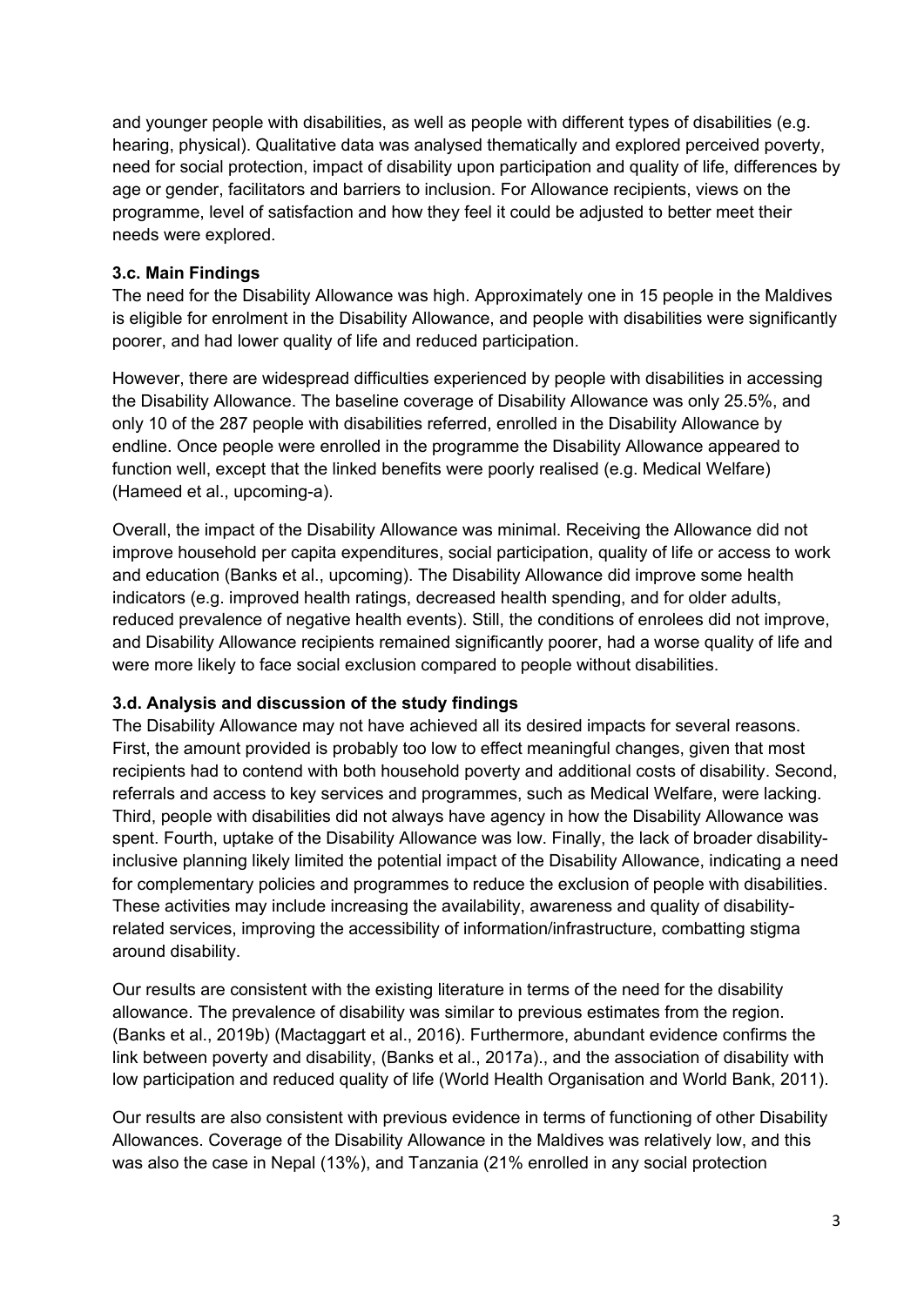and younger people with disabilities, as well as people with different types of disabilities (e.g. hearing, physical). Qualitative data was analysed thematically and explored perceived poverty, need for social protection, impact of disability upon participation and quality of life, differences by age or gender, facilitators and barriers to inclusion. For Allowance recipients, views on the programme, level of satisfaction and how they feel it could be adjusted to better meet their needs were explored.

### 3.c. Main Findings

The need for the Disability Allowance was high. Approximately one in 15 people in the Maldives is eligible for enrolment in the Disability Allowance, and people with disabilities were significantly poorer, and had lower quality of life and reduced participation.

However, there are widespread difficulties experienced by people with disabilities in accessing the Disability Allowance. The baseline coverage of Disability Allowance was only 25.5%, and only 10 of the 287 people with disabilities referred, enrolled in the Disability Allowance by endline. Once people were enrolled in the programme the Disability Allowance appeared to function well, except that the linked benefits were poorly realised (e.g. Medical Welfare) (Hameed et al., upcoming-a).

Overall, the impact of the Disability Allowance was minimal. Receiving the Allowance did not improve household per capita expenditures, social participation, quality of life or access to work and education (Banks et al., upcoming). The Disability Allowance did improve some health indicators (e.g. improved health ratings, decreased health spending, and for older adults, reduced prevalence of negative health events). Still, the conditions of enrolees did not improve, and Disability Allowance recipients remained significantly poorer, had a worse quality of life and were more likely to face social exclusion compared to people without disabilities.

### 3.d. Analysis and discussion of the study findings

The Disability Allowance may not have achieved all its desired impacts for several reasons. First, the amount provided is probably too low to effect meaningful changes, given that most recipients had to contend with both household poverty and additional costs of disability. Second, referrals and access to key services and programmes, such as Medical Welfare, were lacking. Third, people with disabilities did not always have agency in how the Disability Allowance was spent. Fourth, uptake of the Disability Allowance was low. Finally, the lack of broader disability-inclusive planning likely limited the potential impact of the Disability Allowance, indicating a need for complementary policies and programmes to reduce the exclusion of people with disabilities. These activities may include increasing the availability, awareness and quality of disability-related services, improving the accessibility of information/infrastructure, combatting stigma around disability.

Our results are consistent with the existing literature in terms of the need for the disability allowance. The prevalence of disability was similar to previous estimates from the region. (Banks et al., 2019b) (Mactaggart et al., 2016). Furthermore, abundant evidence confirms the link between poverty and disability, (Banks et al., 2017a)., and the association of disability with low participation and reduced quality of life (World Health Organisation and World Bank, 2011).

Our results are also consistent with previous evidence in terms of functioning of other Disability Allowances. Coverage of the Disability Allowance in the Maldives was relatively low, and this was also the case in Nepal (13%), and Tanzania (21% enrolled in any social protection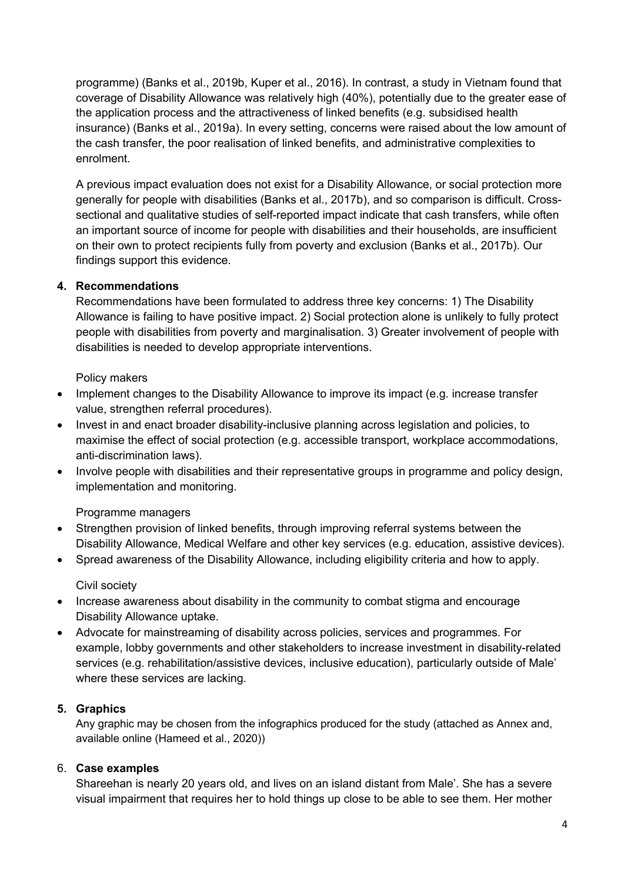programme) (Banks et al., 2019b, Kuper et al., 2016). In contrast, a study in Vietnam found that coverage of Disability Allowance was relatively high (40%), potentially due to the greater ease of the application process and the attractiveness of linked benefits (e.g. subsidised health insurance) (Banks et al., 2019a). In every setting, concerns were raised about the low amount of the cash transfer, the poor realisation of linked benefits, and administrative complexities to enrolment.

A previous impact evaluation does not exist for a Disability Allowance, or social protection more generally for people with disabilities (Banks et al., 2017b), and so comparison is difficult. Cross-sectional and qualitative studies of self-reported impact indicate that cash transfers, while often an important source of income for people with disabilities and their households, are insufficient on their own to protect recipients fully from poverty and exclusion (Banks et al., 2017b). Our findings support this evidence.

## 4. Recommendations

Recommendations have been formulated to address three key concerns: 1) The Disability Allowance is failing to have positive impact. 2) Social protection alone is unlikely to fully protect people with disabilities from poverty and marginalisation. 3) Greater involvement of people with disabilities is needed to develop appropriate interventions.

Policy makers

- Implement changes to the Disability Allowance to improve its impact (e.g. increase transfer value, strengthen referral procedures).
- Invest in and enact broader disability-inclusive planning across legislation and policies, to maximise the effect of social protection (e.g. accessible transport, workplace accommodations, anti-discrimination laws).
- Involve people with disabilities and their representative groups in programme and policy design, implementation and monitoring.

Programme managers

- Strengthen provision of linked benefits, through improving referral systems between the Disability Allowance, Medical Welfare and other key services (e.g. education, assistive devices).
- Spread awareness of the Disability Allowance, including eligibility criteria and how to apply.

Civil society

- Increase awareness about disability in the community to combat stigma and encourage Disability Allowance uptake.
- Advocate for mainstreaming of disability across policies, services and programmes. For example, lobby governments and other stakeholders to increase investment in disability-related services (e.g. rehabilitation/assistive devices, inclusive education), particularly outside of Male' where these services are lacking.

## 5. Graphics

Any graphic may be chosen from the infographics produced for the study (attached as Annex and, available online (Hameed et al., 2020))

## 6. Case examples

Shareehan is nearly 20 years old, and lives on an island distant from Male'. She has a severe visual impairment that requires her to hold things up close to be able to see them. Her mother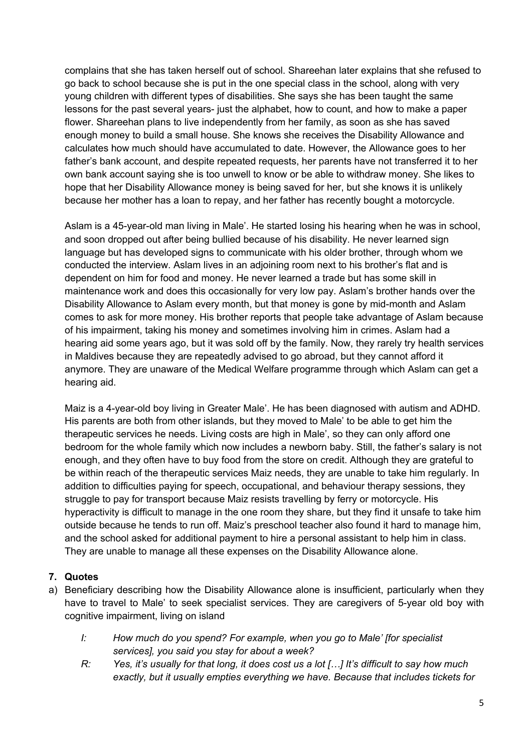complains that she has taken herself out of school. Shareehan later explains that she refused to go back to school because she is put in the one special class in the school, along with very young children with different types of disabilities. She says she has been taught the same lessons for the past several years- just the alphabet, how to count, and how to make a paper flower. Shareehan plans to live independently from her family, as soon as she has saved enough money to build a small house. She knows she receives the Disability Allowance and calculates how much should have accumulated to date. However, the Allowance goes to her father's bank account, and despite repeated requests, her parents have not transferred it to her own bank account saying she is too unwell to know or be able to withdraw money. She likes to hope that her Disability Allowance money is being saved for her, but she knows it is unlikely because her mother has a loan to repay, and her father has recently bought a motorcycle.

Aslam is a 45-year-old man living in Male'. He started losing his hearing when he was in school, and soon dropped out after being bullied because of his disability. He never learned sign language but has developed signs to communicate with his older brother, through whom we conducted the interview. Aslam lives in an adjoining room next to his brother's flat and is dependent on him for food and money. He never learned a trade but has some skill in maintenance work and does this occasionally for very low pay. Aslam's brother hands over the Disability Allowance to Aslam every month, but that money is gone by mid-month and Aslam comes to ask for more money. His brother reports that people take advantage of Aslam because of his impairment, taking his money and sometimes involving him in crimes. Aslam had a hearing aid some years ago, but it was sold off by the family. Now, they rarely try health services in Maldives because they are repeatedly advised to go abroad, but they cannot afford it anymore. They are unaware of the Medical Welfare programme through which Aslam can get a hearing aid.

Maiz is a 4-year-old boy living in Greater Male'. He has been diagnosed with autism and ADHD. His parents are both from other islands, but they moved to Male' to be able to get him the therapeutic services he needs. Living costs are high in Male', so they can only afford one bedroom for the whole family which now includes a newborn baby. Still, the father's salary is not enough, and they often have to buy food from the store on credit. Although they are grateful to be within reach of the therapeutic services Maiz needs, they are unable to take him regularly. In addition to difficulties paying for speech, occupational, and behaviour therapy sessions, they struggle to pay for transport because Maiz resists travelling by ferry or motorcycle. His hyperactivity is difficult to manage in the one room they share, but they find it unsafe to take him outside because he tends to run off. Maiz's preschool teacher also found it hard to manage him, and the school asked for additional payment to hire a personal assistant to help him in class. They are unable to manage all these expenses on the Disability Allowance alone.

## 7. Quotes

a) Beneficiary describing how the Disability Allowance alone is insufficient, particularly when they have to travel to Male' to seek specialist services. They are caregivers of 5-year old boy with cognitive impairment, living on island

> *I: How much do you spend? For example, when you go to Male' [for specialist services], you said you stay for about a week?*
>
> *R: Yes, it's usually for that long, it does cost us a lot […] It's difficult to say how much exactly, but it usually empties everything we have. Because that includes tickets for*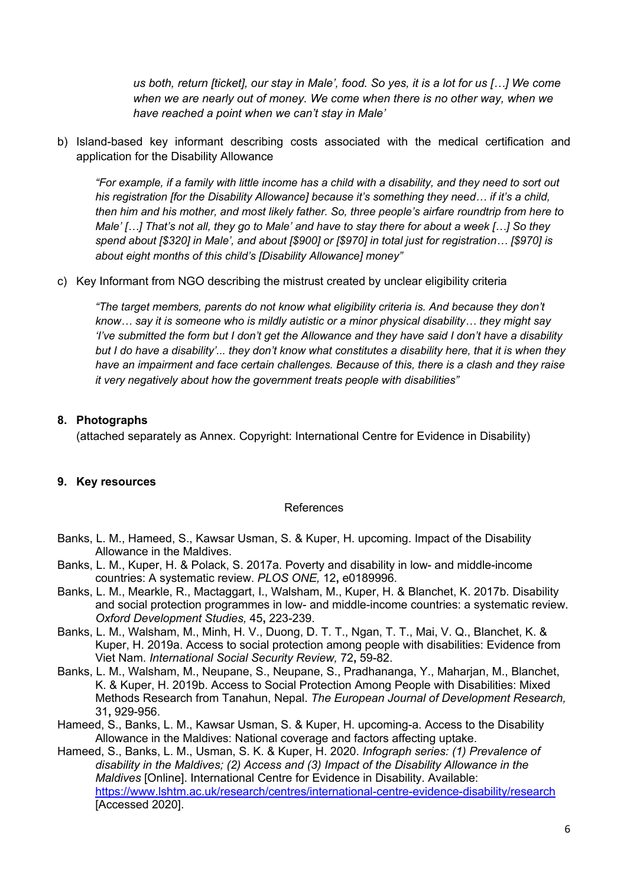*us both, return [ticket], our stay in Male', food. So yes, it is a lot for us […] We come when we are nearly out of money. We come when there is no other way, when we have reached a point when we can't stay in Male'*

b) Island-based key informant describing costs associated with the medical certification and application for the Disability Allowance

> *"For example, if a family with little income has a child with a disability, and they need to sort out his registration [for the Disability Allowance] because it's something they need… if it's a child, then him and his mother, and most likely father. So, three people's airfare roundtrip from here to Male' […] That's not all, they go to Male' and have to stay there for about a week […] So they spend about [$320] in Male', and about [$900] or [$970] in total just for registration… [$970] is about eight months of this child's [Disability Allowance] money"*

c) Key Informant from NGO describing the mistrust created by unclear eligibility criteria

> *"The target members, parents do not know what eligibility criteria is. And because they don't know… say it is someone who is mildly autistic or a minor physical disability… they might say 'I've submitted the form but I don't get the Allowance and they have said I don't have a disability but I do have a disability'... they don't know what constitutes a disability here, that it is when they have an impairment and face certain challenges. Because of this, there is a clash and they raise it very negatively about how the government treats people with disabilities"*

## 8. Photographs

(attached separately as Annex. Copyright: International Centre for Evidence in Disability)

## 9. Key resources

References

Banks, L. M., Hameed, S., Kawsar Usman, S. & Kuper, H. upcoming. Impact of the Disability Allowance in the Maldives.

Banks, L. M., Kuper, H. & Polack, S. 2017a. Poverty and disability in low- and middle-income countries: A systematic review. *PLOS ONE,* 12**,** e0189996.

Banks, L. M., Mearkle, R., Mactaggart, I., Walsham, M., Kuper, H. & Blanchet, K. 2017b. Disability and social protection programmes in low- and middle-income countries: a systematic review. *Oxford Development Studies,* 45**,** 223-239.

Banks, L. M., Walsham, M., Minh, H. V., Duong, D. T. T., Ngan, T. T., Mai, V. Q., Blanchet, K. & Kuper, H. 2019a. Access to social protection among people with disabilities: Evidence from Viet Nam. *International Social Security Review,* 72**,** 59-82.

Banks, L. M., Walsham, M., Neupane, S., Neupane, S., Pradhananga, Y., Maharjan, M., Blanchet, K. & Kuper, H. 2019b. Access to Social Protection Among People with Disabilities: Mixed Methods Research from Tanahun, Nepal. *The European Journal of Development Research,* 31**,** 929-956.

Hameed, S., Banks, L. M., Kawsar Usman, S. & Kuper, H. upcoming-a. Access to the Disability Allowance in the Maldives: National coverage and factors affecting uptake.

Hameed, S., Banks, L. M., Usman, S. K. & Kuper, H. 2020. *Infograph series: (1) Prevalence of disability in the Maldives; (2) Access and (3) Impact of the Disability Allowance in the Maldives* [Online]. International Centre for Evidence in Disability. Available: https://www.lshtm.ac.uk/research/centres/international-centre-evidence-disability/research [Accessed 2020].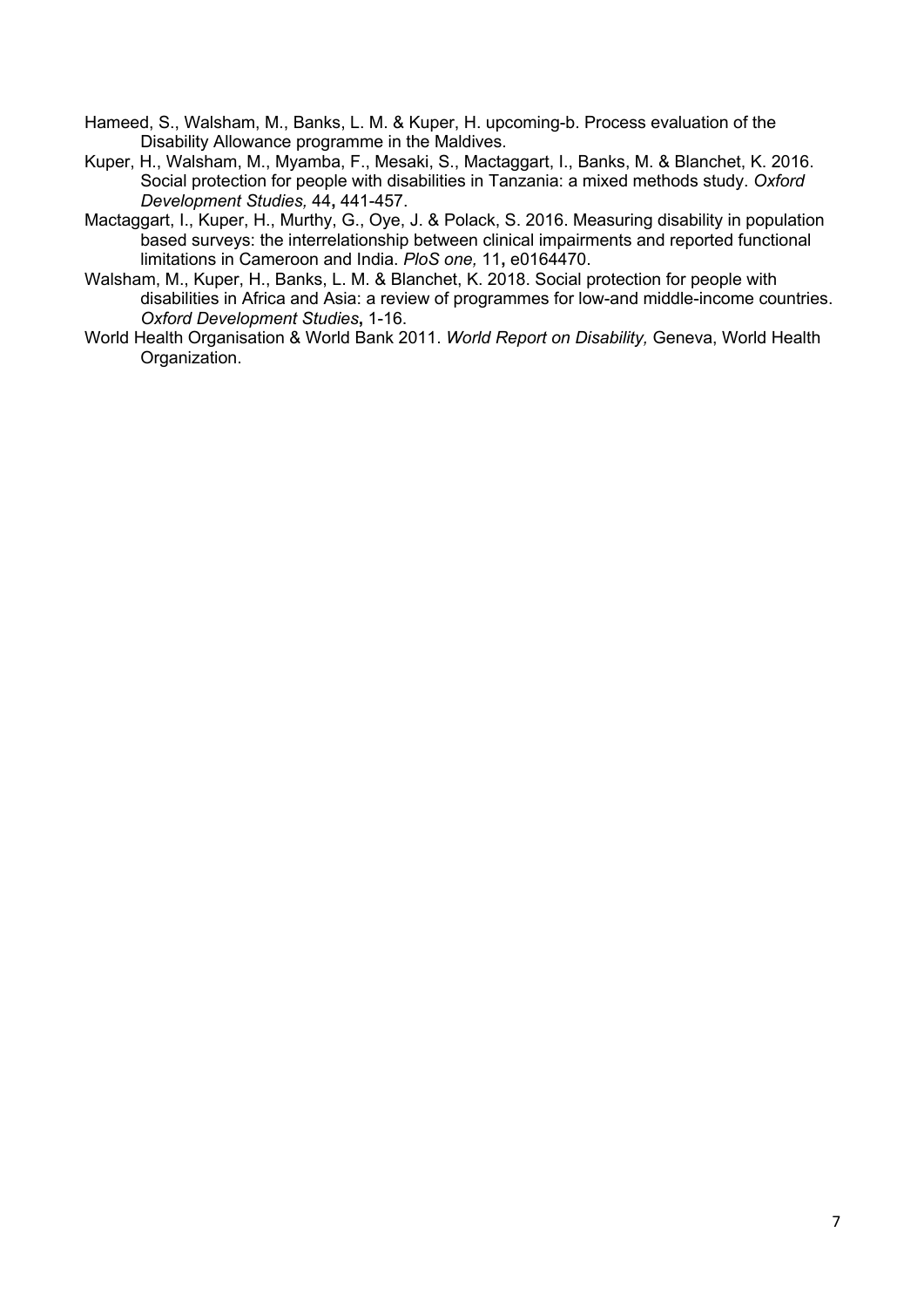Hameed, S., Walsham, M., Banks, L. M. & Kuper, H. upcoming-b. Process evaluation of the Disability Allowance programme in the Maldives.

Kuper, H., Walsham, M., Myamba, F., Mesaki, S., Mactaggart, I., Banks, M. & Blanchet, K. 2016. Social protection for people with disabilities in Tanzania: a mixed methods study. *Oxford Development Studies,* 44**,** 441-457.

Mactaggart, I., Kuper, H., Murthy, G., Oye, J. & Polack, S. 2016. Measuring disability in population based surveys: the interrelationship between clinical impairments and reported functional limitations in Cameroon and India. *PloS one,* 11**,** e0164470.

Walsham, M., Kuper, H., Banks, L. M. & Blanchet, K. 2018. Social protection for people with disabilities in Africa and Asia: a review of programmes for low-and middle-income countries. *Oxford Development Studies***,** 1-16.

World Health Organisation & World Bank 2011. *World Report on Disability,* Geneva, World Health Organization.